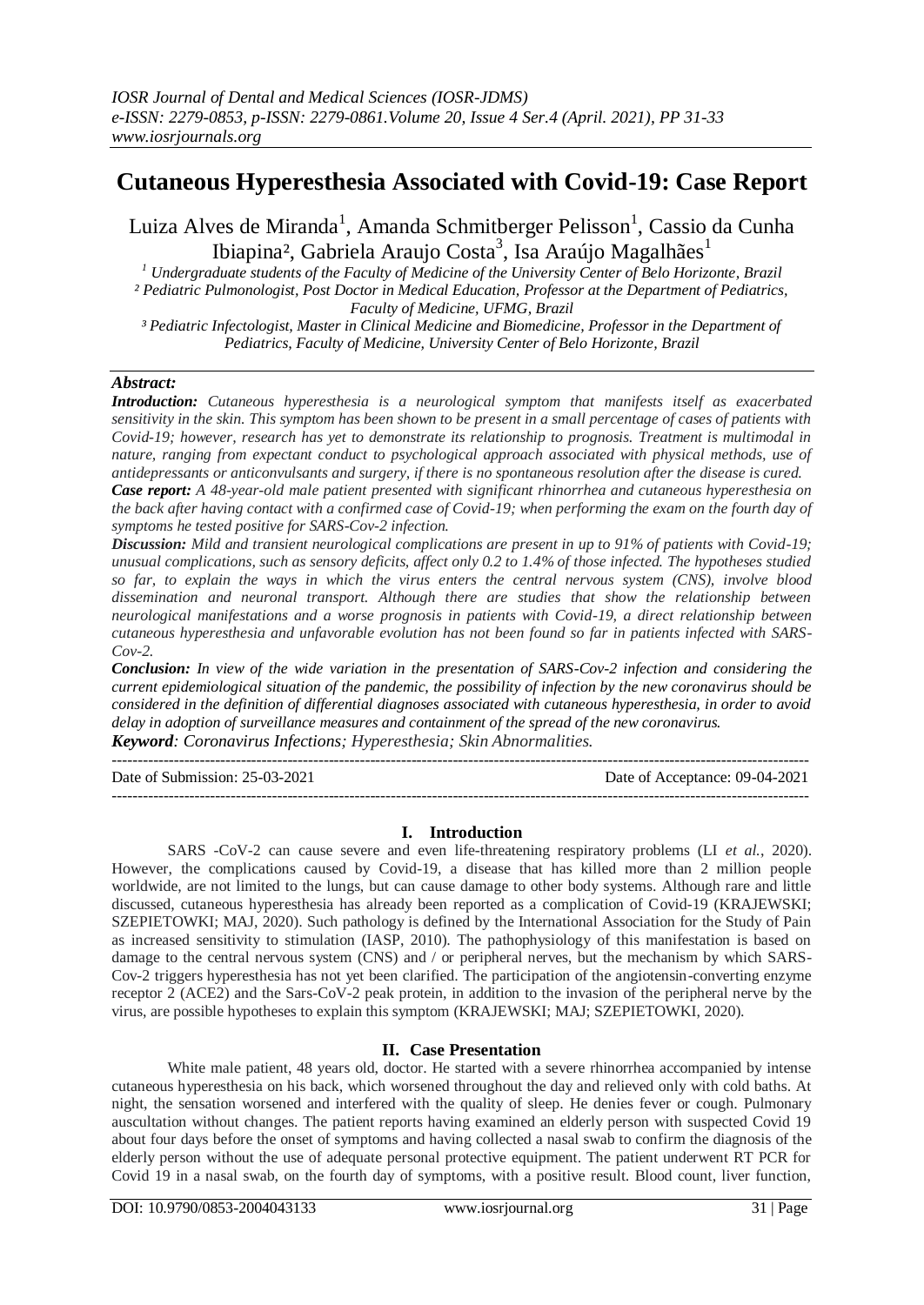# Cutaneous Hyperesthesia Associated with Covid-19: Case Report

Luiza Alves de Miranda[1], Amanda Schmitberger Pelisson[1], Cassio da Cunha Ibiapina[2], Gabriela Araujo Costa[3], Isa Araújo Magalhães[1]

[1] *Undergraduate students of the Faculty of Medicine of the University Center of Belo Horizonte, Brazil*
[2] *Pediatric Pulmonologist, Post Doctor in Medical Education, Professor at the Department of Pediatrics, Faculty of Medicine, UFMG, Brazil*
[3] *Pediatric Infectologist, Master in Clinical Medicine and Biomedicine, Professor in the Department of Pediatrics, Faculty of Medicine, University Center of Belo Horizonte, Brazil*

## *Abstract:*

***Introduction:*** *Cutaneous hyperesthesia is a neurological symptom that manifests itself as exacerbated sensitivity in the skin. This symptom has been shown to be present in a small percentage of cases of patients with Covid-19; however, research has yet to demonstrate its relationship to prognosis. Treatment is multimodal in nature, ranging from expectant conduct to psychological approach associated with physical methods, use of antidepressants or anticonvulsants and surgery, if there is no spontaneous resolution after the disease is cured.*

***Case report:*** *A 48-year-old male patient presented with significant rhinorrhea and cutaneous hyperesthesia on the back after having contact with a confirmed case of Covid-19; when performing the exam on the fourth day of symptoms he tested positive for SARS-Cov-2 infection.*

***Discussion:*** *Mild and transient neurological complications are present in up to 91% of patients with Covid-19; unusual complications, such as sensory deficits, affect only 0.2 to 1.4% of those infected. The hypotheses studied so far, to explain the ways in which the virus enters the central nervous system (CNS), involve blood dissemination and neuronal transport. Although there are studies that show the relationship between neurological manifestations and a worse prognosis in patients with Covid-19, a direct relationship between cutaneous hyperesthesia and unfavorable evolution has not been found so far in patients infected with SARS-Cov-2.*

***Conclusion:*** *In view of the wide variation in the presentation of SARS-Cov-2 infection and considering the current epidemiological situation of the pandemic, the possibility of infection by the new coronavirus should be considered in the definition of differential diagnoses associated with cutaneous hyperesthesia, in order to avoid delay in adoption of surveillance measures and containment of the spread of the new coronavirus.*

***Keyword****: Coronavirus Infections; Hyperesthesia; Skin Abnormalities.*

---

Date of Submission: 25-03-2021 | Date of Acceptance: 09-04-2021

---

## I. Introduction

SARS -CoV-2 can cause severe and even life-threatening respiratory problems (LI *et al.*, 2020). However, the complications caused by Covid-19, a disease that has killed more than 2 million people worldwide, are not limited to the lungs, but can cause damage to other body systems. Although rare and little discussed, cutaneous hyperesthesia has already been reported as a complication of Covid-19 (KRAJEWSKI; SZEPIETOWKI; MAJ, 2020). Such pathology is defined by the International Association for the Study of Pain as increased sensitivity to stimulation (IASP, 2010). The pathophysiology of this manifestation is based on damage to the central nervous system (CNS) and / or peripheral nerves, but the mechanism by which SARS-Cov-2 triggers hyperesthesia has not yet been clarified. The participation of the angiotensin-converting enzyme receptor 2 (ACE2) and the Sars-CoV-2 peak protein, in addition to the invasion of the peripheral nerve by the virus, are possible hypotheses to explain this symptom (KRAJEWSKI; MAJ; SZEPIETOWKI, 2020).

## II. Case Presentation

White male patient, 48 years old, doctor. He started with a severe rhinorrhea accompanied by intense cutaneous hyperesthesia on his back, which worsened throughout the day and relieved only with cold baths. At night, the sensation worsened and interfered with the quality of sleep. He denies fever or cough. Pulmonary auscultation without changes. The patient reports having examined an elderly person with suspected Covid 19 about four days before the onset of symptoms and having collected a nasal swab to confirm the diagnosis of the elderly person without the use of adequate personal protective equipment. The patient underwent RT PCR for Covid 19 in a nasal swab, on the fourth day of symptoms, with a positive result. Blood count, liver function,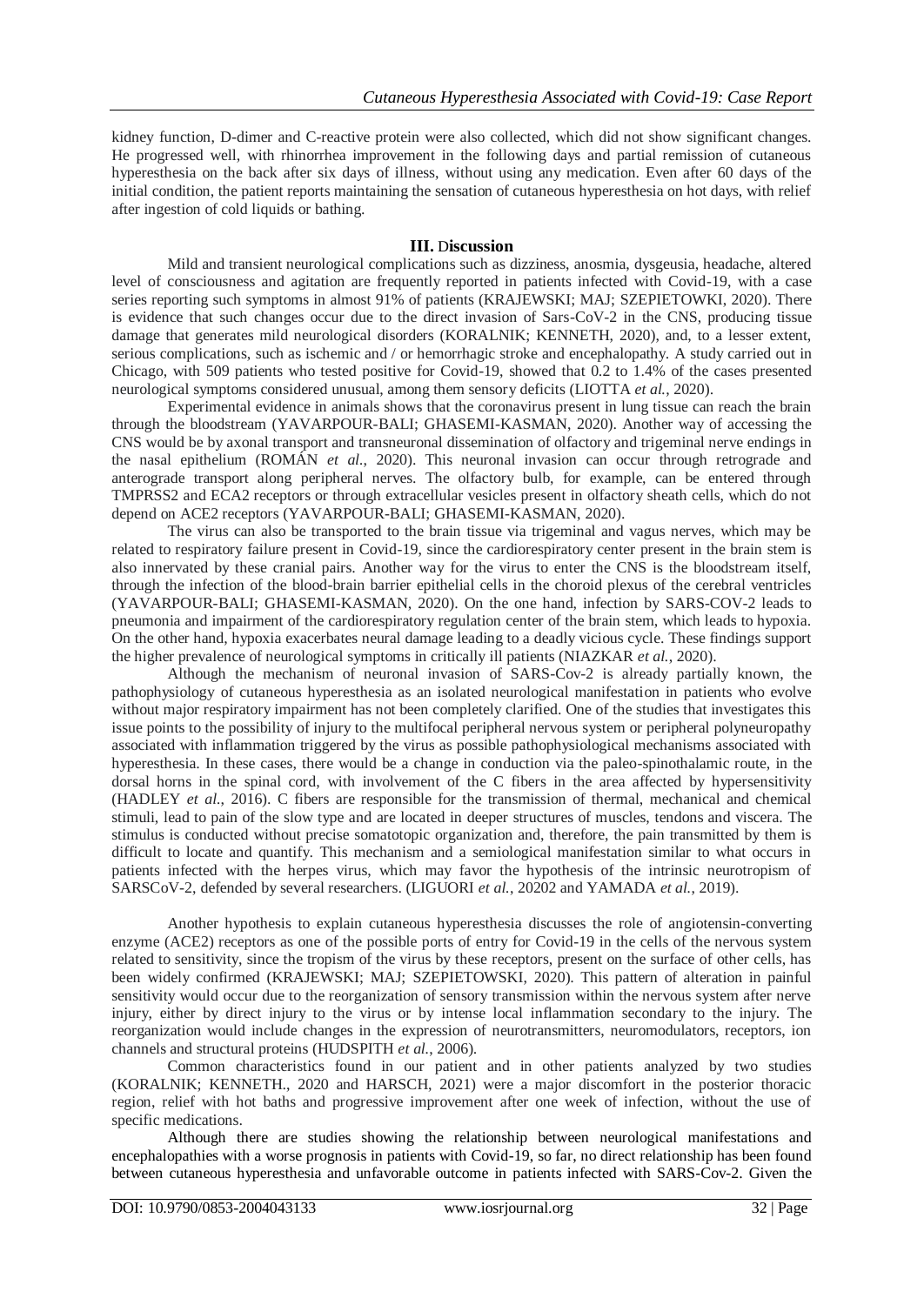kidney function, D-dimer and C-reactive protein were also collected, which did not show significant changes. He progressed well, with rhinorrhea improvement in the following days and partial remission of cutaneous hyperesthesia on the back after six days of illness, without using any medication. Even after 60 days of the initial condition, the patient reports maintaining the sensation of cutaneous hyperesthesia on hot days, with relief after ingestion of cold liquids or bathing.

## III. Discussion

Mild and transient neurological complications such as dizziness, anosmia, dysgeusia, headache, altered level of consciousness and agitation are frequently reported in patients infected with Covid-19, with a case series reporting such symptoms in almost 91% of patients (KRAJEWSKI; MAJ; SZEPIETOWKI, 2020). There is evidence that such changes occur due to the direct invasion of Sars-CoV-2 in the CNS, producing tissue damage that generates mild neurological disorders (KORALNIK; KENNETH, 2020), and, to a lesser extent, serious complications, such as ischemic and / or hemorrhagic stroke and encephalopathy. A study carried out in Chicago, with 509 patients who tested positive for Covid-19, showed that 0.2 to 1.4% of the cases presented neurological symptoms considered unusual, among them sensory deficits (LIOTTA *et al.*, 2020).

Experimental evidence in animals shows that the coronavirus present in lung tissue can reach the brain through the bloodstream (YAVARPOUR-BALI; GHASEMI-KASMAN, 2020). Another way of accessing the CNS would be by axonal transport and transneuronal dissemination of olfactory and trigeminal nerve endings in the nasal epithelium (ROMÁN *et al.*, 2020). This neuronal invasion can occur through retrograde and anterograde transport along peripheral nerves. The olfactory bulb, for example, can be entered through TMPRSS2 and ECA2 receptors or through extracellular vesicles present in olfactory sheath cells, which do not depend on ACE2 receptors (YAVARPOUR-BALI; GHASEMI-KASMAN, 2020).

The virus can also be transported to the brain tissue via trigeminal and vagus nerves, which may be related to respiratory failure present in Covid-19, since the cardiorespiratory center present in the brain stem is also innervated by these cranial pairs. Another way for the virus to enter the CNS is the bloodstream itself, through the infection of the blood-brain barrier epithelial cells in the choroid plexus of the cerebral ventricles (YAVARPOUR-BALI; GHASEMI-KASMAN, 2020). On the one hand, infection by SARS-COV-2 leads to pneumonia and impairment of the cardiorespiratory regulation center of the brain stem, which leads to hypoxia. On the other hand, hypoxia exacerbates neural damage leading to a deadly vicious cycle. These findings support the higher prevalence of neurological symptoms in critically ill patients (NIAZKAR *et al.*, 2020).

Although the mechanism of neuronal invasion of SARS-Cov-2 is already partially known, the pathophysiology of cutaneous hyperesthesia as an isolated neurological manifestation in patients who evolve without major respiratory impairment has not been completely clarified. One of the studies that investigates this issue points to the possibility of injury to the multifocal peripheral nervous system or peripheral polyneuropathy associated with inflammation triggered by the virus as possible pathophysiological mechanisms associated with hyperesthesia. In these cases, there would be a change in conduction via the paleo-spinothalamic route, in the dorsal horns in the spinal cord, with involvement of the C fibers in the area affected by hypersensitivity (HADLEY *et al.*, 2016). C fibers are responsible for the transmission of thermal, mechanical and chemical stimuli, lead to pain of the slow type and are located in deeper structures of muscles, tendons and viscera. The stimulus is conducted without precise somatotopic organization and, therefore, the pain transmitted by them is difficult to locate and quantify. This mechanism and a semiological manifestation similar to what occurs in patients infected with the herpes virus, which may favor the hypothesis of the intrinsic neurotropism of SARSCoV-2, defended by several researchers. (LIGUORI *et al.*, 20202 and YAMADA *et al.*, 2019).

Another hypothesis to explain cutaneous hyperesthesia discusses the role of angiotensin-converting enzyme (ACE2) receptors as one of the possible ports of entry for Covid-19 in the cells of the nervous system related to sensitivity, since the tropism of the virus by these receptors, present on the surface of other cells, has been widely confirmed (KRAJEWSKI; MAJ; SZEPIETOWSKI, 2020). This pattern of alteration in painful sensitivity would occur due to the reorganization of sensory transmission within the nervous system after nerve injury, either by direct injury to the virus or by intense local inflammation secondary to the injury. The reorganization would include changes in the expression of neurotransmitters, neuromodulators, receptors, ion channels and structural proteins (HUDSPITH *et al.*, 2006).

Common characteristics found in our patient and in other patients analyzed by two studies (KORALNIK; KENNETH., 2020 and HARSCH, 2021) were a major discomfort in the posterior thoracic region, relief with hot baths and progressive improvement after one week of infection, without the use of specific medications.

Although there are studies showing the relationship between neurological manifestations and encephalopathies with a worse prognosis in patients with Covid-19, so far, no direct relationship has been found between cutaneous hyperesthesia and unfavorable outcome in patients infected with SARS-Cov-2. Given the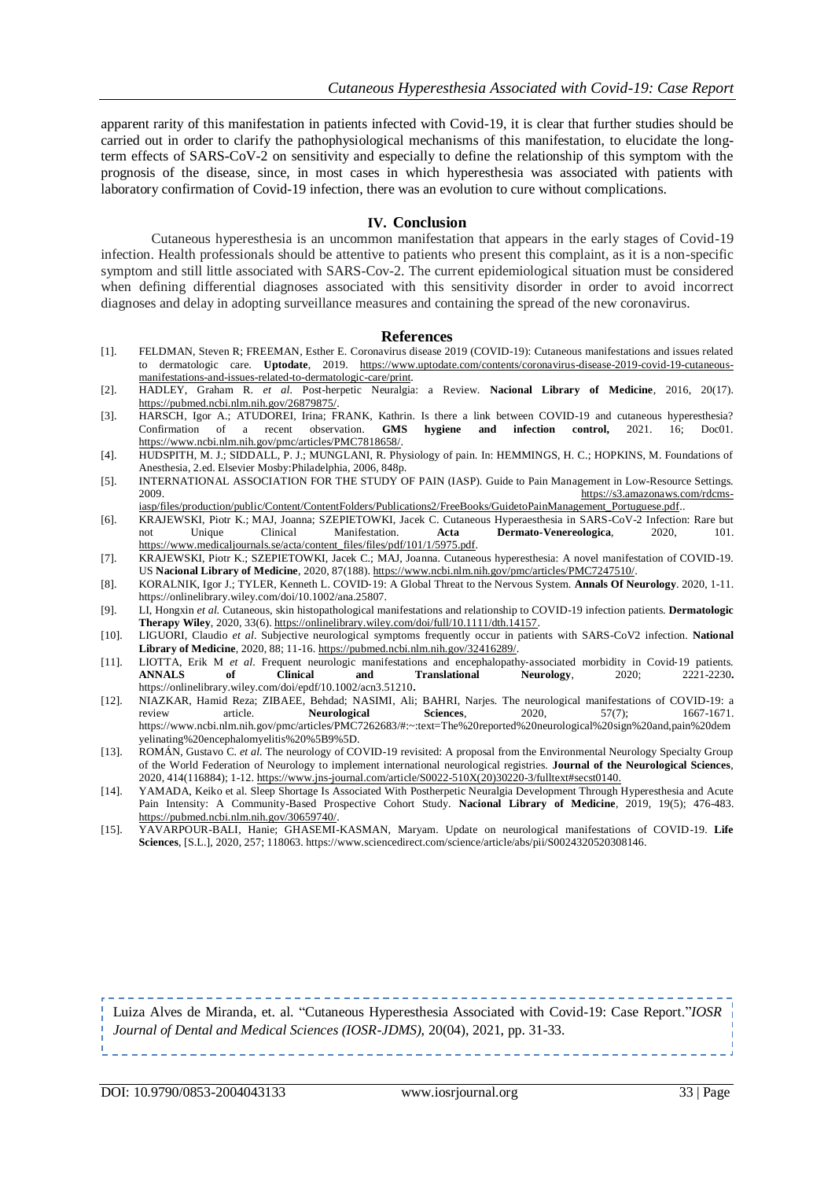apparent rarity of this manifestation in patients infected with Covid-19, it is clear that further studies should be carried out in order to clarify the pathophysiological mechanisms of this manifestation, to elucidate the long-term effects of SARS-CoV-2 on sensitivity and especially to define the relationship of this symptom with the prognosis of the disease, since, in most cases in which hyperesthesia was associated with patients with laboratory confirmation of Covid-19 infection, there was an evolution to cure without complications.

## IV. Conclusion

Cutaneous hyperesthesia is an uncommon manifestation that appears in the early stages of Covid-19 infection. Health professionals should be attentive to patients who present this complaint, as it is a non-specific symptom and still little associated with SARS-Cov-2. The current epidemiological situation must be considered when defining differential diagnoses associated with this sensitivity disorder in order to avoid incorrect diagnoses and delay in adopting surveillance measures and containing the spread of the new coronavirus.

## References

[1]. FELDMAN, Steven R; FREEMAN, Esther E. Coronavirus disease 2019 (COVID-19): Cutaneous manifestations and issues related to dermatologic care. **Uptodate**, 2019. https://www.uptodate.com/contents/coronavirus-disease-2019-covid-19-cutaneous-manifestations-and-issues-related-to-dermatologic-care/print.

[2]. HADLEY, Graham R. *et al.* Post-herpetic Neuralgia: a Review. **Nacional Library of Medicine**, 2016, 20(17). https://pubmed.ncbi.nlm.nih.gov/26879875/.

[3]. HARSCH, Igor A.; ATUDOREI, Irina; FRANK, Kathrin. Is there a link between COVID-19 and cutaneous hyperesthesia? Confirmation of a recent observation. **GMS hygiene and infection control,** 2021. 16; Doc01. https://www.ncbi.nlm.nih.gov/pmc/articles/PMC7818658/.

[4]. HUDSPITH, M. J.; SIDDALL, P. J.; MUNGLANI, R. Physiology of pain. In: HEMMINGS, H. C.; HOPKINS, M. Foundations of Anesthesia, 2.ed. Elsevier Mosby:Philadelphia, 2006, 848p.

[5]. INTERNATIONAL ASSOCIATION FOR THE STUDY OF PAIN (IASP). Guide to Pain Management in Low-Resource Settings. 2009. https://s3.amazonaws.com/rdcms-iasp/files/production/public/Content/ContentFolders/Publications2/FreeBooks/GuidetoPainManagement_Portuguese.pdf..

[6]. KRAJEWSKI, Piotr K.; MAJ, Joanna; SZEPIETOWKI, Jacek C. Cutaneous Hyperaesthesia in SARS-CoV-2 Infection: Rare but not Unique Clinical Manifestation. **Acta Dermato-Venereologica**, 2020, 101. https://www.medicaljournals.se/acta/content_files/files/pdf/101/1/5975.pdf.

[7]. KRAJEWSKI, Piotr K.; SZEPIETOWSKI, Jacek C.; MAJ, Joanna. Cutaneous hyperesthesia: A novel manifestation of COVID-19. US **Nacional Library of Medicine**, 2020, 87(188). https://www.ncbi.nlm.nih.gov/pmc/articles/PMC7247510/.

[8]. KORALNIK, Igor J.; TYLER, Kenneth L. COVID‐19: A Global Threat to the Nervous System. **Annals Of Neurology**. 2020, 1-11. https://onlinelibrary.wiley.com/doi/10.1002/ana.25807.

[9]. LI, Hongxin *et al.* Cutaneous, skin histopathological manifestations and relationship to COVID-19 infection patients. **Dermatologic Therapy Wiley**, 2020, 33(6). https://onlinelibrary.wiley.com/doi/full/10.1111/dth.14157.

[10]. LIGUORI, Claudio *et al.* Subjective neurological symptoms frequently occur in patients with SARS-CoV2 infection. **National Library of Medicine**, 2020, 88; 11-16. https://pubmed.ncbi.nlm.nih.gov/32416289/.

[11]. LIOTTA, Erik M *et al.* Frequent neurologic manifestations and encephalopathy‐associated morbidity in Covid‐19 patients. **ANNALS of Clinical and Translational Neurology**, 2020; 2221-2230**.** https://onlinelibrary.wiley.com/doi/epdf/10.1002/acn3.51210**.**

[12]. NIAZKAR, Hamid Reza; ZIBAEE, Behdad; NASIMI, Ali; BAHRI, Narjes. The neurological manifestations of COVID-19: a review article. **Neurological Sciences**, 2020, 57(7); 1667-1671. https://www.ncbi.nlm.nih.gov/pmc/articles/PMC7262683/#:~:text=The%20reported%20neurological%20sign%20and,pain%20demyelinating%20encephalomyelitis%20%5B9%5D.

[13]. ROMÁN, Gustavo C. *et al.* The neurology of COVID-19 revisited: A proposal from the Environmental Neurology Specialty Group of the World Federation of Neurology to implement international neurological registries. **Journal of the Neurological Sciences**, 2020, 414(116884); 1-12. https://www.jns-journal.com/article/S0022-510X(20)30220-3/fulltext#secst0140.

[14]. YAMADA, Keiko et al. Sleep Shortage Is Associated With Postherpetic Neuralgia Development Through Hyperesthesia and Acute Pain Intensity: A Community-Based Prospective Cohort Study. **Nacional Library of Medicine**, 2019, 19(5); 476-483. https://pubmed.ncbi.nlm.nih.gov/30659740/.

[15]. YAVARPOUR-BALI, Hanie; GHASEMI-KASMAN, Maryam. Update on neurological manifestations of COVID-19. **Life Sciences**, [S.L.], 2020, 257; 118063. https://www.sciencedirect.com/science/article/abs/pii/S0024320520308146.

Luiza Alves de Miranda, et. al. "Cutaneous Hyperesthesia Associated with Covid-19: Case Report."*IOSR Journal of Dental and Medical Sciences (IOSR-JDMS),* 20(04), 2021, pp. 31-33.